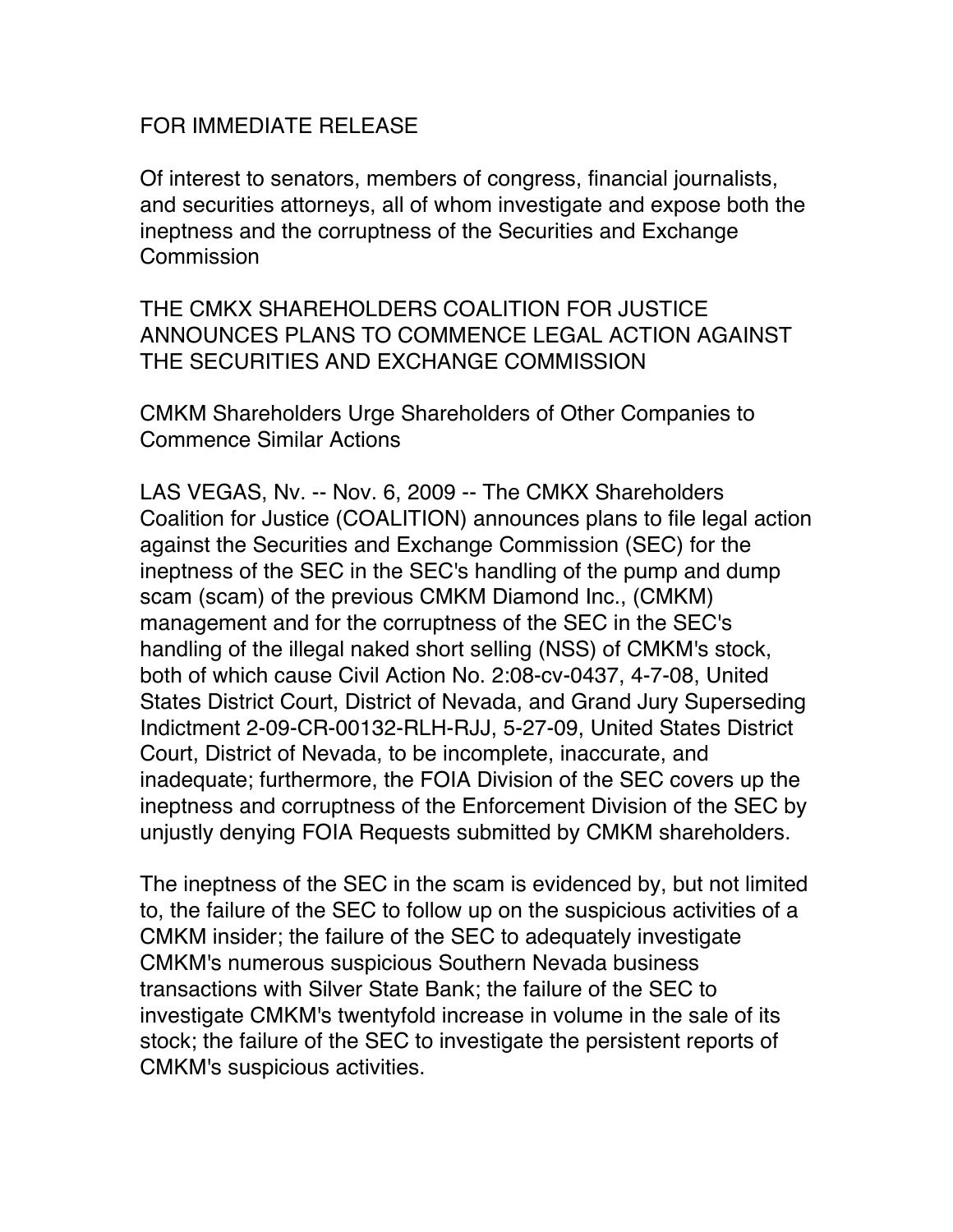FOR IMMEDIATE RELEASE

Of interest to senators, members of congress, financial journalists, and securities attorneys, all of whom investigate and expose both the ineptness and the corruptness of the Securities and Exchange Commission

# THE CMKX SHAREHOLDERS COALITION FOR JUSTICE ANNOUNCES PLANS TO COMMENCE LEGAL ACTION AGAINST THE SECURITIES AND EXCHANGE COMMISSION

## CMKM Shareholders Urge Shareholders of Other Companies to Commence Similar Actions

LAS VEGAS, Nv. -- Nov. 6, 2009 -- The CMKX Shareholders Coalition for Justice (COALITION) announces plans to file legal action against the Securities and Exchange Commission (SEC) for the ineptness of the SEC in the SEC's handling of the pump and dump scam (scam) of the previous CMKM Diamond Inc., (CMKM) management and for the corruptness of the SEC in the SEC's handling of the illegal naked short selling (NSS) of CMKM's stock, both of which cause Civil Action No. 2:08-cv-0437, 4-7-08, United States District Court, District of Nevada, and Grand Jury Superseding Indictment 2-09-CR-00132-RLH-RJJ, 5-27-09, United States District Court, District of Nevada, to be incomplete, inaccurate, and inadequate; furthermore, the FOIA Division of the SEC covers up the ineptness and corruptness of the Enforcement Division of the SEC by unjustly denying FOIA Requests submitted by CMKM shareholders.

The ineptness of the SEC in the scam is evidenced by, but not limited to, the failure of the SEC to follow up on the suspicious activities of a CMKM insider; the failure of the SEC to adequately investigate CMKM's numerous suspicious Southern Nevada business transactions with Silver State Bank; the failure of the SEC to investigate CMKM's twentyfold increase in volume in the sale of its stock; the failure of the SEC to investigate the persistent reports of CMKM's suspicious activities.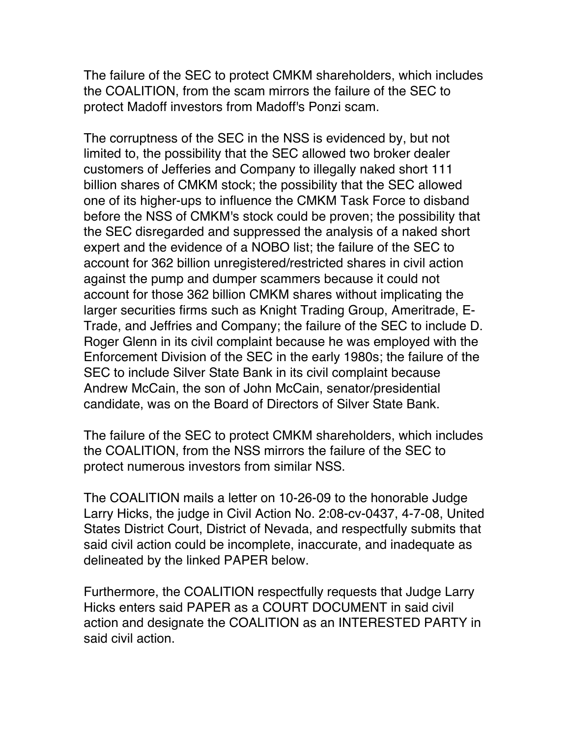The failure of the SEC to protect CMKM shareholders, which includes the COALITION, from the scam mirrors the failure of the SEC to protect Madoff investors from Madoff's Ponzi scam.

The corruptness of the SEC in the NSS is evidenced by, but not limited to, the possibility that the SEC allowed two broker dealer customers of Jefferies and Company to illegally naked short 111 billion shares of CMKM stock; the possibility that the SEC allowed one of its higher-ups to influence the CMKM Task Force to disband before the NSS of CMKM's stock could be proven; the possibility that the SEC disregarded and suppressed the analysis of a naked short expert and the evidence of a NOBO list; the failure of the SEC to account for 362 billion unregistered/restricted shares in civil action against the pump and dumper scammers because it could not account for those 362 billion CMKM shares without implicating the larger securities firms such as Knight Trading Group, Ameritrade, E-Trade, and Jeffries and Company; the failure of the SEC to include D. Roger Glenn in its civil complaint because he was employed with the Enforcement Division of the SEC in the early 1980s; the failure of the SEC to include Silver State Bank in its civil complaint because Andrew McCain, the son of John McCain, senator/presidential candidate, was on the Board of Directors of Silver State Bank.

The failure of the SEC to protect CMKM shareholders, which includes the COALITION, from the NSS mirrors the failure of the SEC to protect numerous investors from similar NSS.

The COALITION mails a letter on 10-26-09 to the honorable Judge Larry Hicks, the judge in Civil Action No. 2:08-cv-0437, 4-7-08, United States District Court, District of Nevada, and respectfully submits that said civil action could be incomplete, inaccurate, and inadequate as delineated by the linked PAPER below.

Furthermore, the COALITION respectfully requests that Judge Larry Hicks enters said PAPER as a COURT DOCUMENT in said civil action and designate the COALITION as an INTERESTED PARTY in said civil action.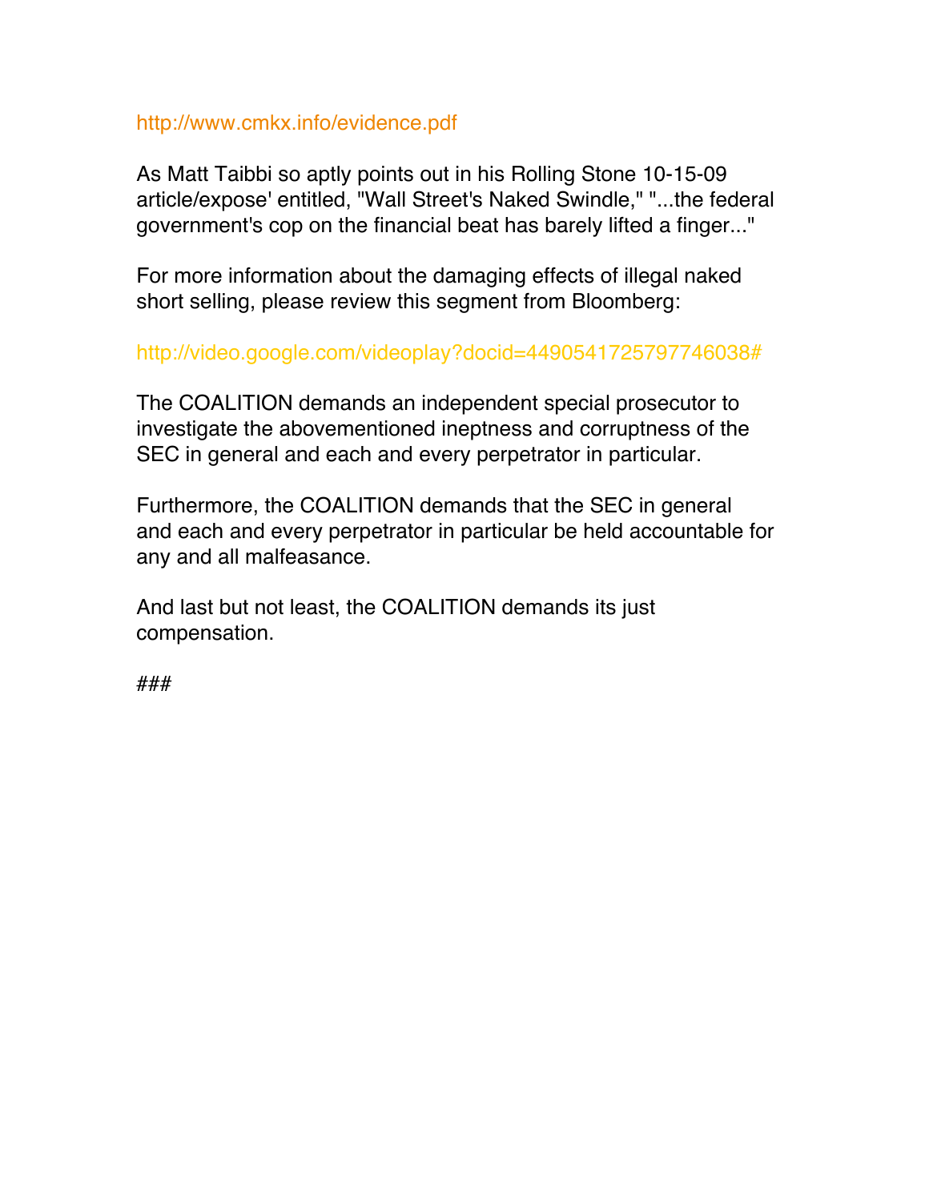http://www.cmkx.info/evidence.pdf

As Matt Taibbi so aptly points out in his Rolling Stone 10-15-09 article/expose' entitled, "Wall Street's Naked Swindle," "...the federal government's cop on the financial beat has barely lifted a finger..."

For more information about the damaging effects of illegal naked short selling, please review this segment from Bloomberg:

http://video.google.com/videoplay?docid=4490541725797746038#

The COALITION demands an independent special prosecutor to investigate the abovementioned ineptness and corruptness of the SEC in general and each and every perpetrator in particular.

Furthermore, the COALITION demands that the SEC in general and each and every perpetrator in particular be held accountable for any and all malfeasance.

And last but not least, the COALITION demands its just compensation.

###